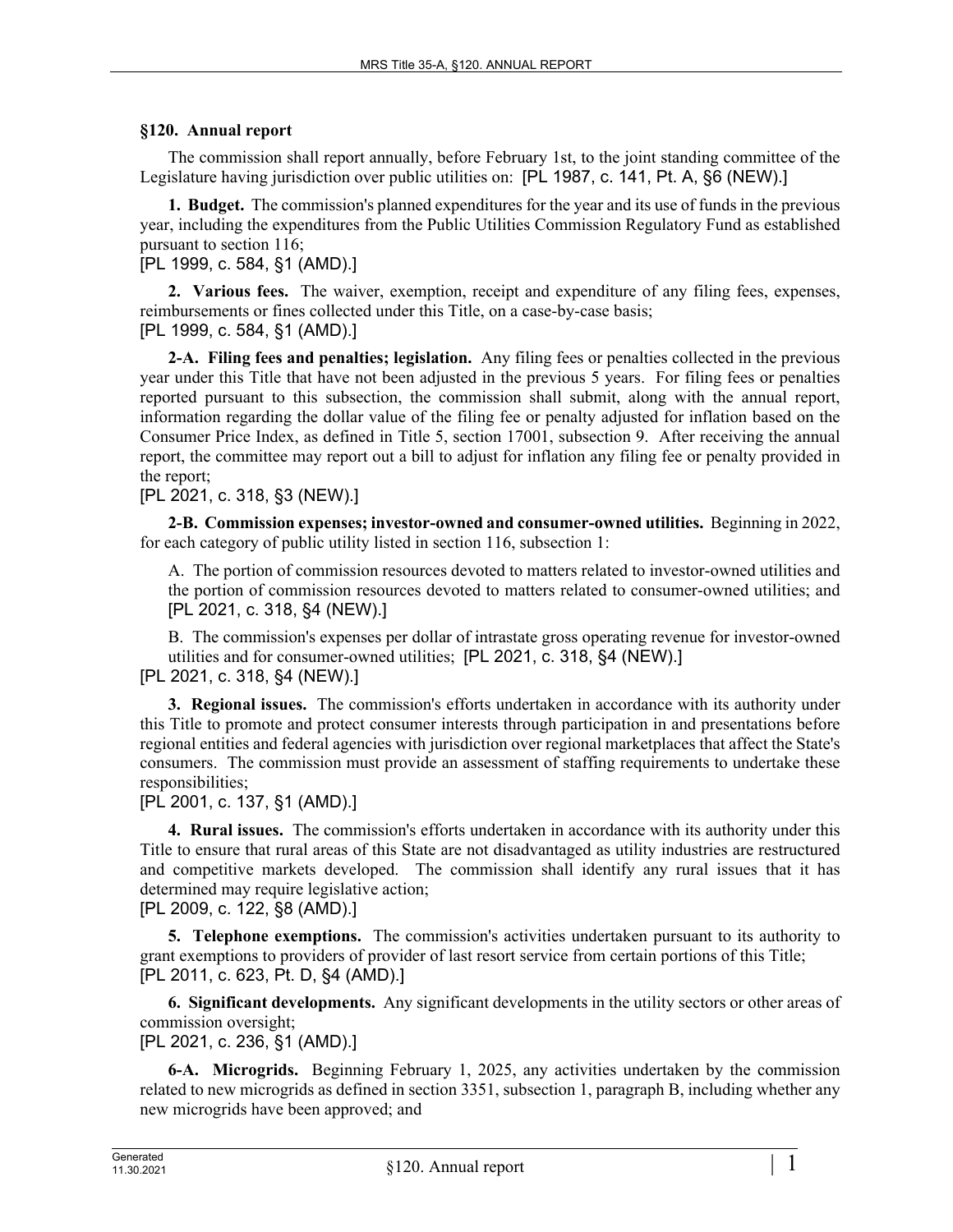### §120. Annual report

The commission shall report annually, before February 1st, to the joint standing committee of the Legislature having jurisdiction over public utilities on: [PL 1987, c. 141, Pt. A, §6 (NEW).]

**1. Budget.** The commission's planned expenditures for the year and its use of funds in the previous year, including the expenditures from the Public Utilities Commission Regulatory Fund as established pursuant to section 116;

[PL 1999, c. 584, §1 (AMD).]

**2. Various fees.** The waiver, exemption, receipt and expenditure of any filing fees, expenses, reimbursements or fines collected under this Title, on a case-by-case basis;

[PL 1999, c. 584, §1 (AMD).]

**2-A. Filing fees and penalties; legislation.** Any filing fees or penalties collected in the previous year under this Title that have not been adjusted in the previous 5 years. For filing fees or penalties reported pursuant to this subsection, the commission shall submit, along with the annual report, information regarding the dollar value of the filing fee or penalty adjusted for inflation based on the Consumer Price Index, as defined in Title 5, section 17001, subsection 9. After receiving the annual report, the committee may report out a bill to adjust for inflation any filing fee or penalty provided in the report;

[PL 2021, c. 318, §3 (NEW).]

**2-B. Commission expenses; investor-owned and consumer-owned utilities.** Beginning in 2022, for each category of public utility listed in section 116, subsection 1:

A. The portion of commission resources devoted to matters related to investor-owned utilities and the portion of commission resources devoted to matters related to consumer-owned utilities; and [PL 2021, c. 318, §4 (NEW).]

B. The commission's expenses per dollar of intrastate gross operating revenue for investor-owned utilities and for consumer-owned utilities; [PL 2021, c. 318, §4 (NEW).]

[PL 2021, c. 318, §4 (NEW).]

**3. Regional issues.** The commission's efforts undertaken in accordance with its authority under this Title to promote and protect consumer interests through participation in and presentations before regional entities and federal agencies with jurisdiction over regional marketplaces that affect the State's consumers. The commission must provide an assessment of staffing requirements to undertake these responsibilities;

[PL 2001, c. 137, §1 (AMD).]

**4. Rural issues.** The commission's efforts undertaken in accordance with its authority under this Title to ensure that rural areas of this State are not disadvantaged as utility industries are restructured and competitive markets developed. The commission shall identify any rural issues that it has determined may require legislative action;

[PL 2009, c. 122, §8 (AMD).]

**5. Telephone exemptions.** The commission's activities undertaken pursuant to its authority to grant exemptions to providers of provider of last resort service from certain portions of this Title;

[PL 2011, c. 623, Pt. D, §4 (AMD).]

**6. Significant developments.** Any significant developments in the utility sectors or other areas of commission oversight;

[PL 2021, c. 236, §1 (AMD).]

**6-A. Microgrids.** Beginning February 1, 2025, any activities undertaken by the commission related to new microgrids as defined in section 3351, subsection 1, paragraph B, including whether any new microgrids have been approved; and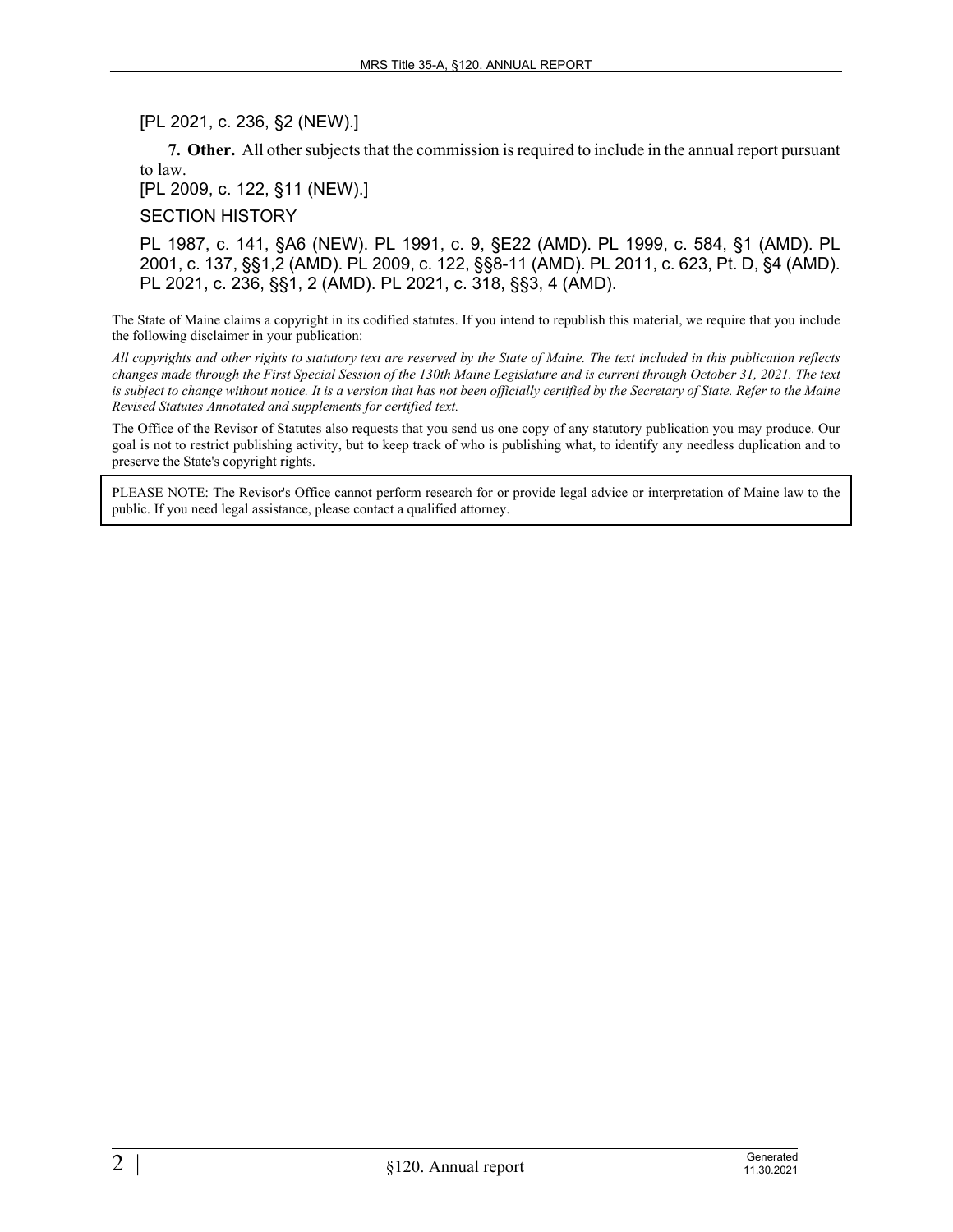[PL 2021, c. 236, §2 (NEW).]

**7. Other.** All other subjects that the commission is required to include in the annual report pursuant to law.

[PL 2009, c. 122, §11 (NEW).]

SECTION HISTORY

PL 1987, c. 141, §A6 (NEW). PL 1991, c. 9, §E22 (AMD). PL 1999, c. 584, §1 (AMD). PL 2001, c. 137, §§1,2 (AMD). PL 2009, c. 122, §§8-11 (AMD). PL 2011, c. 623, Pt. D, §4 (AMD). PL 2021, c. 236, §§1, 2 (AMD). PL 2021, c. 318, §§3, 4 (AMD).

The State of Maine claims a copyright in its codified statutes. If you intend to republish this material, we require that you include the following disclaimer in your publication:

*All copyrights and other rights to statutory text are reserved by the State of Maine. The text included in this publication reflects changes made through the First Special Session of the 130th Maine Legislature and is current through October 31, 2021. The text is subject to change without notice. It is a version that has not been officially certified by the Secretary of State. Refer to the Maine Revised Statutes Annotated and supplements for certified text.*

The Office of the Revisor of Statutes also requests that you send us one copy of any statutory publication you may produce. Our goal is not to restrict publishing activity, but to keep track of who is publishing what, to identify any needless duplication and to preserve the State's copyright rights.

PLEASE NOTE: The Revisor's Office cannot perform research for or provide legal advice or interpretation of Maine law to the public. If you need legal assistance, please contact a qualified attorney.